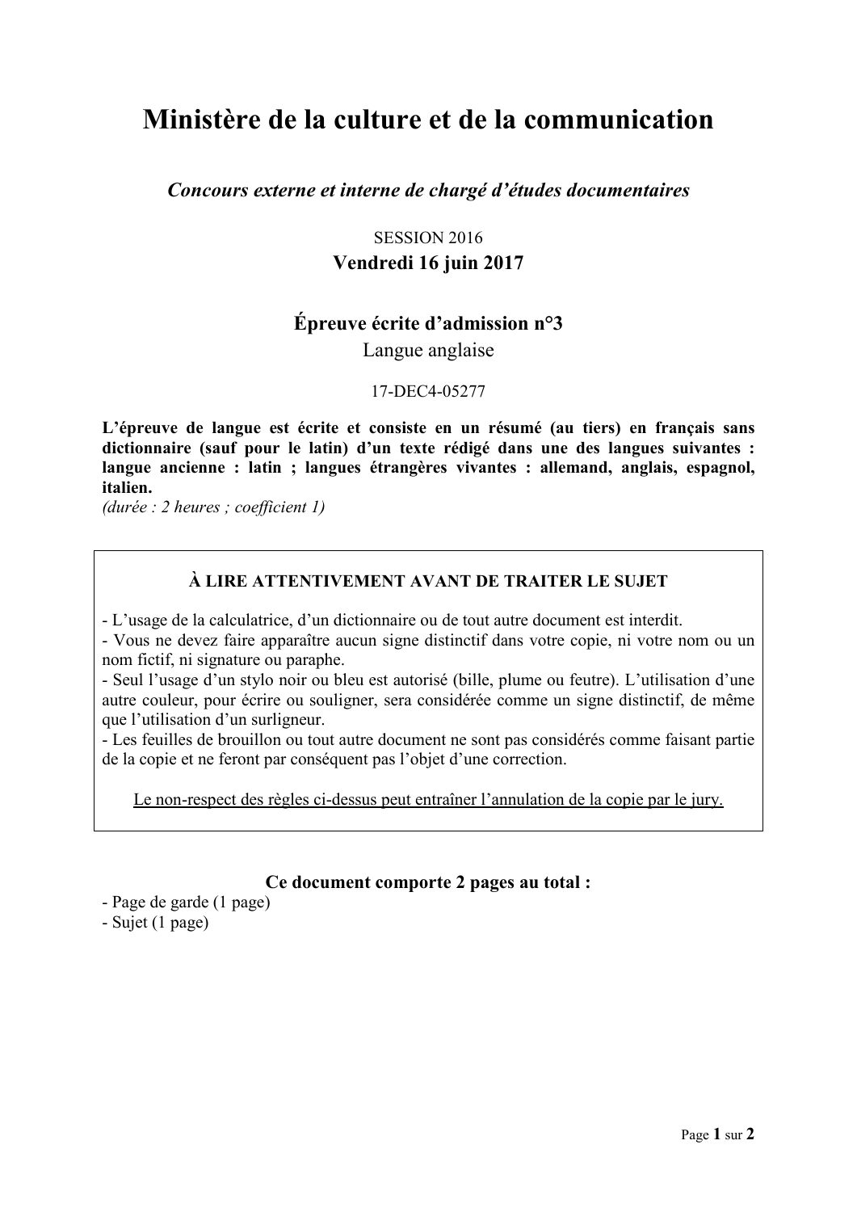# Ministère de la culture et de la communication

***Concours externe et interne de chargé d'études documentaires***

SESSION 2016

**Vendredi 16 juin 2017**

## Épreuve écrite d'admission n°3

Langue anglaise

17-DEC4-05277

**L'épreuve de langue est écrite et consiste en un résumé (au tiers) en français sans dictionnaire (sauf pour le latin) d'un texte rédigé dans une des langues suivantes : langue ancienne : latin ; langues étrangères vivantes : allemand, anglais, espagnol, italien.**

*(durée : 2 heures ; coefficient 1)*

**À LIRE ATTENTIVEMENT AVANT DE TRAITER LE SUJET**

- L'usage de la calculatrice, d'un dictionnaire ou de tout autre document est interdit.
- Vous ne devez faire apparaître aucun signe distinctif dans votre copie, ni votre nom ou un nom fictif, ni signature ou paraphe.
- Seul l'usage d'un stylo noir ou bleu est autorisé (bille, plume ou feutre). L'utilisation d'une autre couleur, pour écrire ou souligner, sera considérée comme un signe distinctif, de même que l'utilisation d'un surligneur.
- Les feuilles de brouillon ou tout autre document ne sont pas considérés comme faisant partie de la copie et ne feront par conséquent pas l'objet d'une correction.

<u>Le non-respect des règles ci-dessus peut entraîner l'annulation de la copie par le jury.</u>

**Ce document comporte 2 pages au total :**

- Page de garde (1 page)
- Sujet (1 page)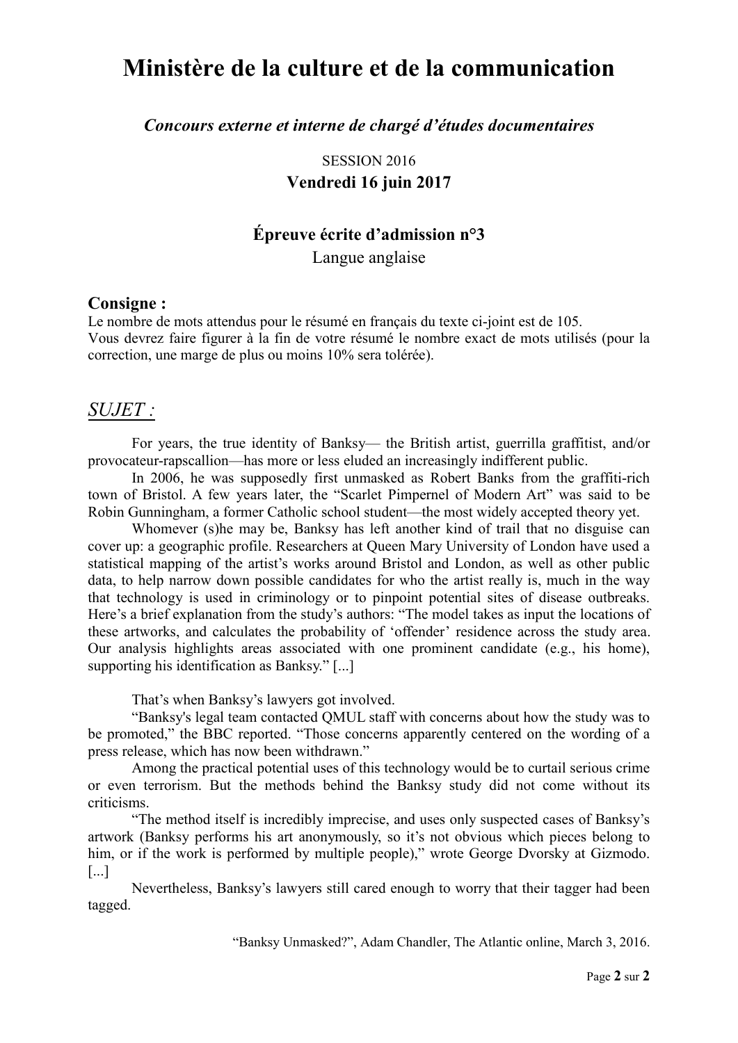# Ministère de la culture et de la communication

***Concours externe et interne de chargé d'études documentaires***

SESSION 2016

**Vendredi 16 juin 2017**

## Épreuve écrite d'admission n°3

Langue anglaise

**Consigne :**

Le nombre de mots attendus pour le résumé en français du texte ci-joint est de 105.
Vous devrez faire figurer à la fin de votre résumé le nombre exact de mots utilisés (pour la correction, une marge de plus ou moins 10% sera tolérée).

## *SUJET :*

For years, the true identity of Banksy— the British artist, guerrilla graffitist, and/or provocateur-rapscallion—has more or less eluded an increasingly indifferent public.

In 2006, he was supposedly first unmasked as Robert Banks from the graffiti-rich town of Bristol. A few years later, the "Scarlet Pimpernel of Modern Art" was said to be Robin Gunningham, a former Catholic school student—the most widely accepted theory yet.

Whomever (s)he may be, Banksy has left another kind of trail that no disguise can cover up: a geographic profile. Researchers at Queen Mary University of London have used a statistical mapping of the artist's works around Bristol and London, as well as other public data, to help narrow down possible candidates for who the artist really is, much in the way that technology is used in criminology or to pinpoint potential sites of disease outbreaks. Here's a brief explanation from the study's authors: "The model takes as input the locations of these artworks, and calculates the probability of 'offender' residence across the study area. Our analysis highlights areas associated with one prominent candidate (e.g., his home), supporting his identification as Banksy." [...]

That's when Banksy's lawyers got involved.

"Banksy's legal team contacted QMUL staff with concerns about how the study was to be promoted," the BBC reported. "Those concerns apparently centered on the wording of a press release, which has now been withdrawn."

Among the practical potential uses of this technology would be to curtail serious crime or even terrorism. But the methods behind the Banksy study did not come without its criticisms.

"The method itself is incredibly imprecise, and uses only suspected cases of Banksy's artwork (Banksy performs his art anonymously, so it's not obvious which pieces belong to him, or if the work is performed by multiple people)," wrote George Dvorsky at Gizmodo. [...]

Nevertheless, Banksy's lawyers still cared enough to worry that their tagger had been tagged.

"Banksy Unmasked?", Adam Chandler, The Atlantic online, March 3, 2016.